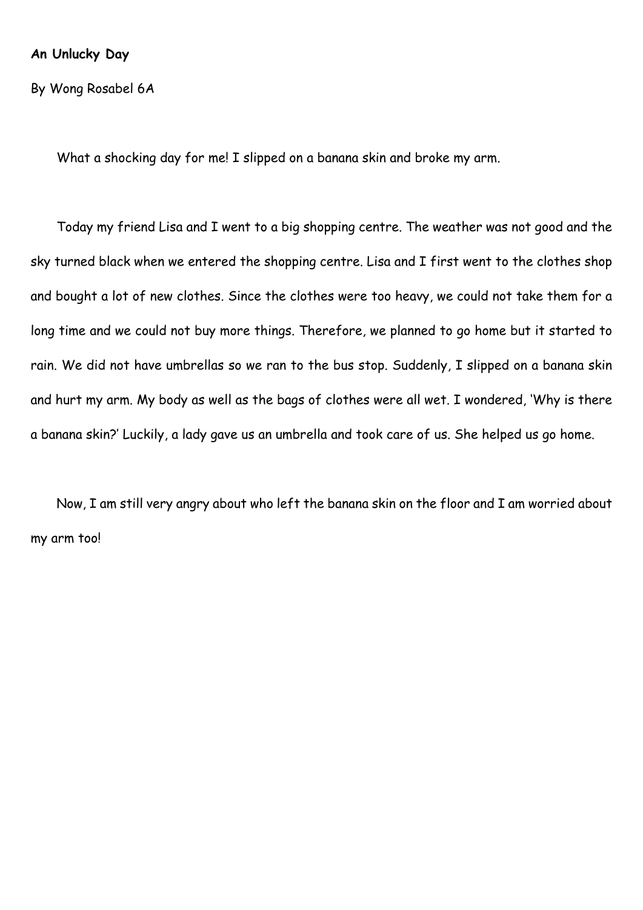**An Unlucky Day**

By Wong Rosabel 6A

What a shocking day for me! I slipped on a banana skin and broke my arm.

Today my friend Lisa and I went to a big shopping centre. The weather was not good and the sky turned black when we entered the shopping centre. Lisa and I first went to the clothes shop and bought a lot of new clothes. Since the clothes were too heavy, we could not take them for a long time and we could not buy more things. Therefore, we planned to go home but it started to rain. We did not have umbrellas so we ran to the bus stop. Suddenly, I slipped on a banana skin and hurt my arm. My body as well as the bags of clothes were all wet. I wondered, 'Why is there a banana skin?' Luckily, a lady gave us an umbrella and took care of us. She helped us go home.

Now, I am still very angry about who left the banana skin on the floor and I am worried about my arm too!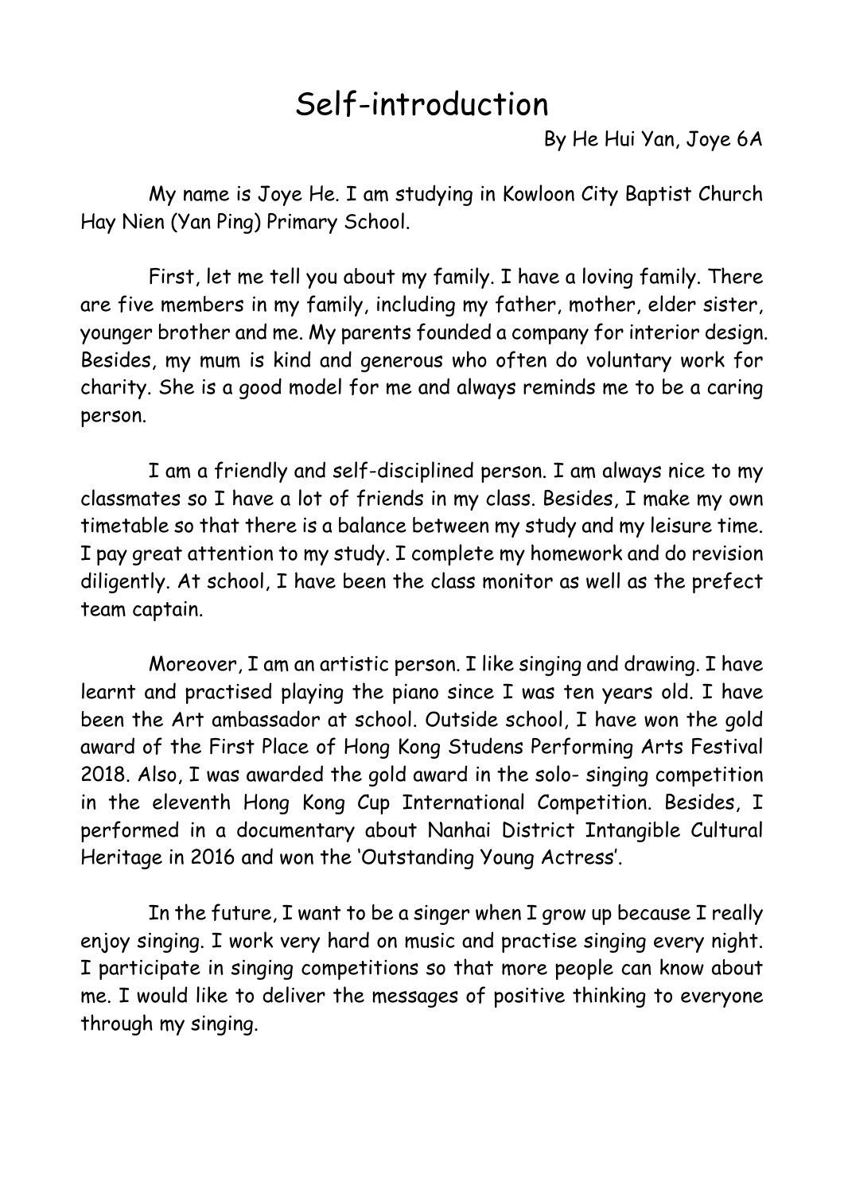# Self-introduction

By He Hui Yan, Joye 6A

My name is Joye He. I am studying in Kowloon City Baptist Church Hay Nien (Yan Ping) Primary School.

First, let me tell you about my family. I have a loving family. There are five members in my family, including my father, mother, elder sister, younger brother and me. My parents founded a company for interior design. Besides, my mum is kind and generous who often do voluntary work for charity. She is a good model for me and always reminds me to be a caring person.

I am a friendly and self-disciplined person. I am always nice to my classmates so I have a lot of friends in my class. Besides, I make my own timetable so that there is a balance between my study and my leisure time. I pay great attention to my study. I complete my homework and do revision diligently. At school, I have been the class monitor as well as the prefect team captain.

Moreover, I am an artistic person. I like singing and drawing. I have learnt and practised playing the piano since I was ten years old. I have been the Art ambassador at school. Outside school, I have won the gold award of the First Place of Hong Kong Studens Performing Arts Festival 2018. Also, I was awarded the gold award in the solo- singing competition in the eleventh Hong Kong Cup International Competition. Besides, I performed in a documentary about Nanhai District Intangible Cultural Heritage in 2016 and won the 'Outstanding Young Actress'.

In the future, I want to be a singer when I grow up because I really enjoy singing. I work very hard on music and practise singing every night. I participate in singing competitions so that more people can know about me. I would like to deliver the messages of positive thinking to everyone through my singing.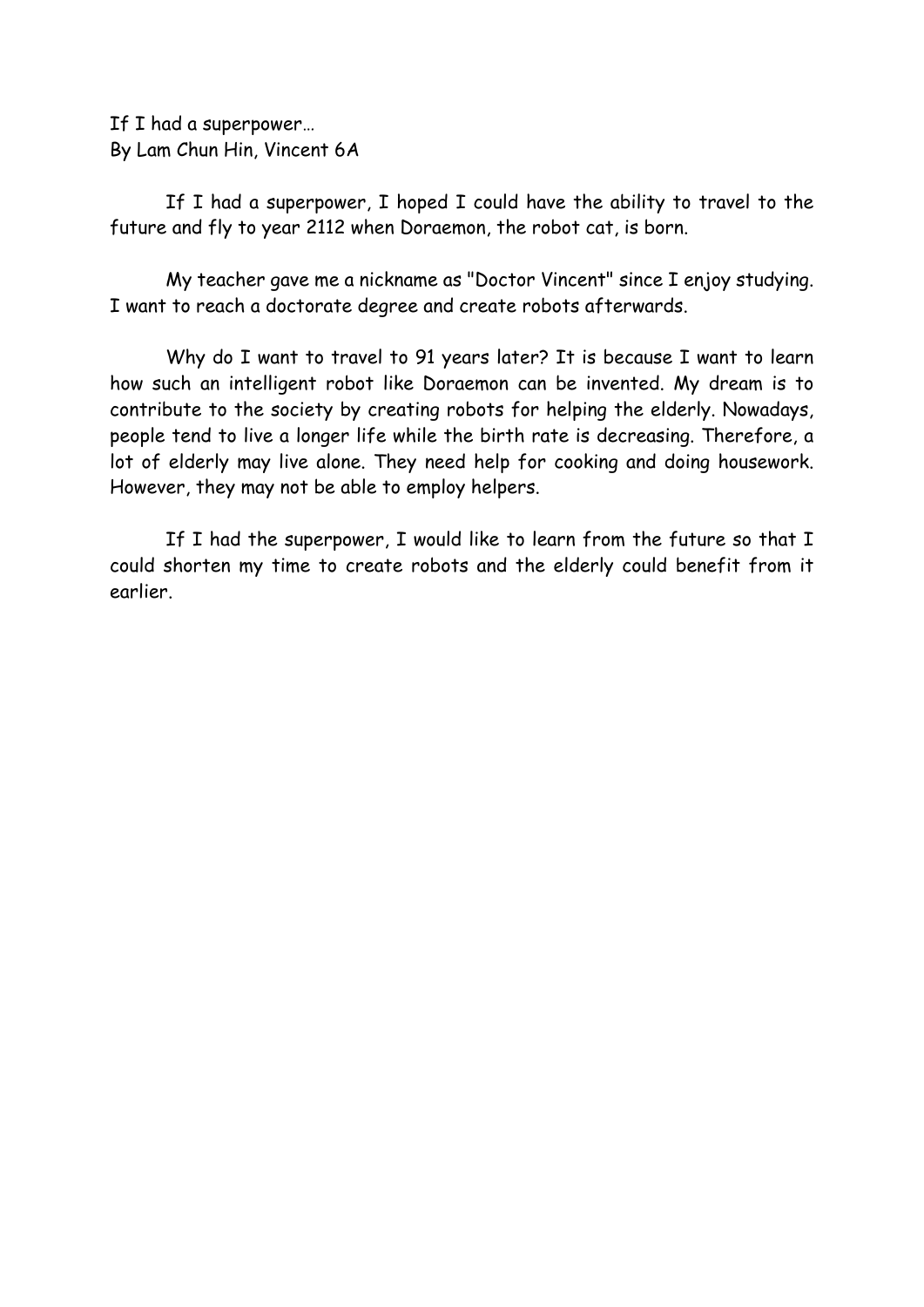If I had a superpower…
By Lam Chun Hin, Vincent 6A

If I had a superpower, I hoped I could have the ability to travel to the future and fly to year 2112 when Doraemon, the robot cat, is born.

My teacher gave me a nickname as "Doctor Vincent" since I enjoy studying. I want to reach a doctorate degree and create robots afterwards.

Why do I want to travel to 91 years later? It is because I want to learn how such an intelligent robot like Doraemon can be invented. My dream is to contribute to the society by creating robots for helping the elderly. Nowadays, people tend to live a longer life while the birth rate is decreasing. Therefore, a lot of elderly may live alone. They need help for cooking and doing housework. However, they may not be able to employ helpers.

If I had the superpower, I would like to learn from the future so that I could shorten my time to create robots and the elderly could benefit from it earlier.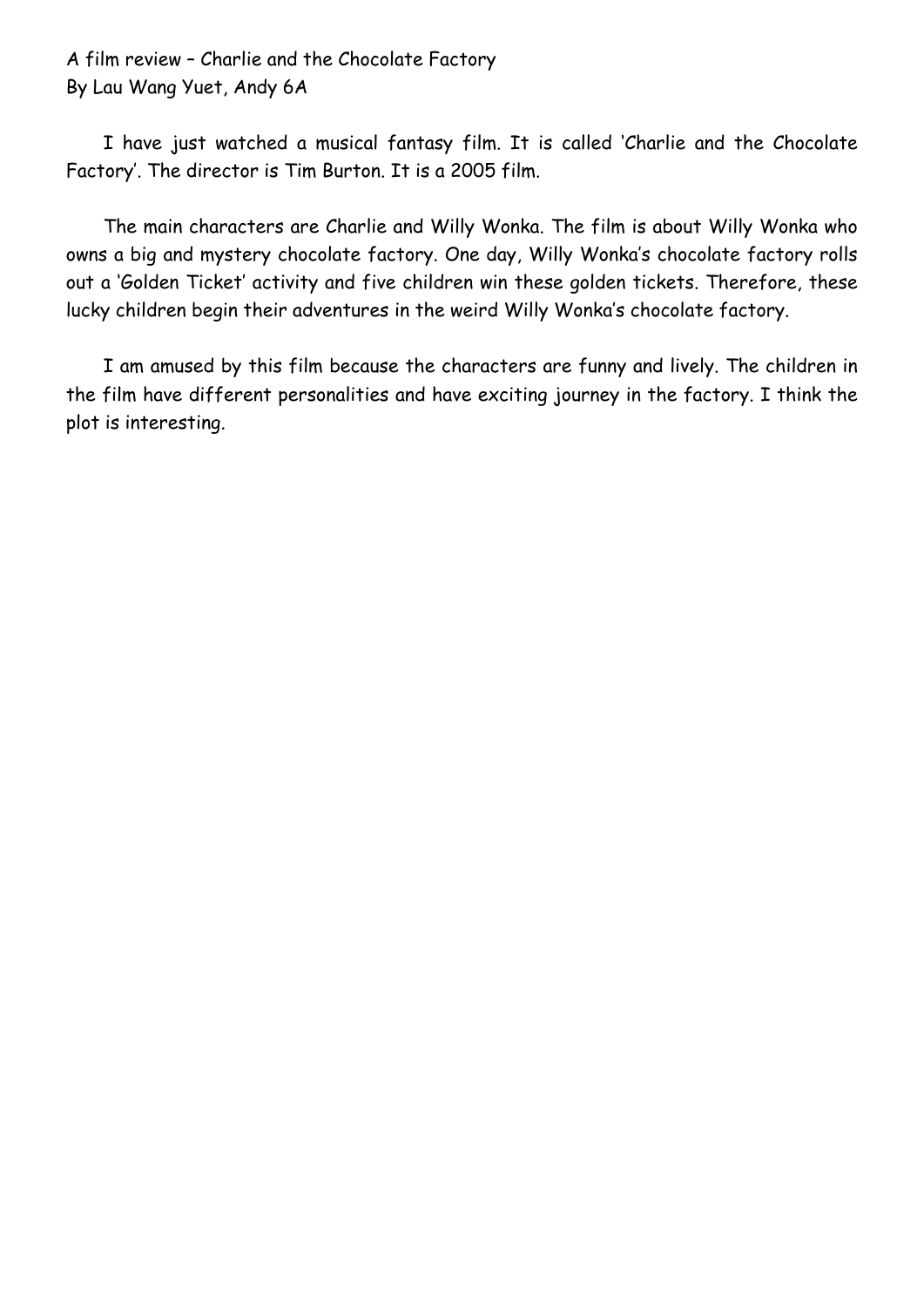A film review – Charlie and the Chocolate Factory
By Lau Wang Yuet, Andy 6A

I have just watched a musical fantasy film. It is called 'Charlie and the Chocolate Factory'. The director is Tim Burton. It is a 2005 film.

The main characters are Charlie and Willy Wonka. The film is about Willy Wonka who owns a big and mystery chocolate factory. One day, Willy Wonka's chocolate factory rolls out a 'Golden Ticket' activity and five children win these golden tickets. Therefore, these lucky children begin their adventures in the weird Willy Wonka's chocolate factory.

I am amused by this film because the characters are funny and lively. The children in the film have different personalities and have exciting journey in the factory. I think the plot is interesting.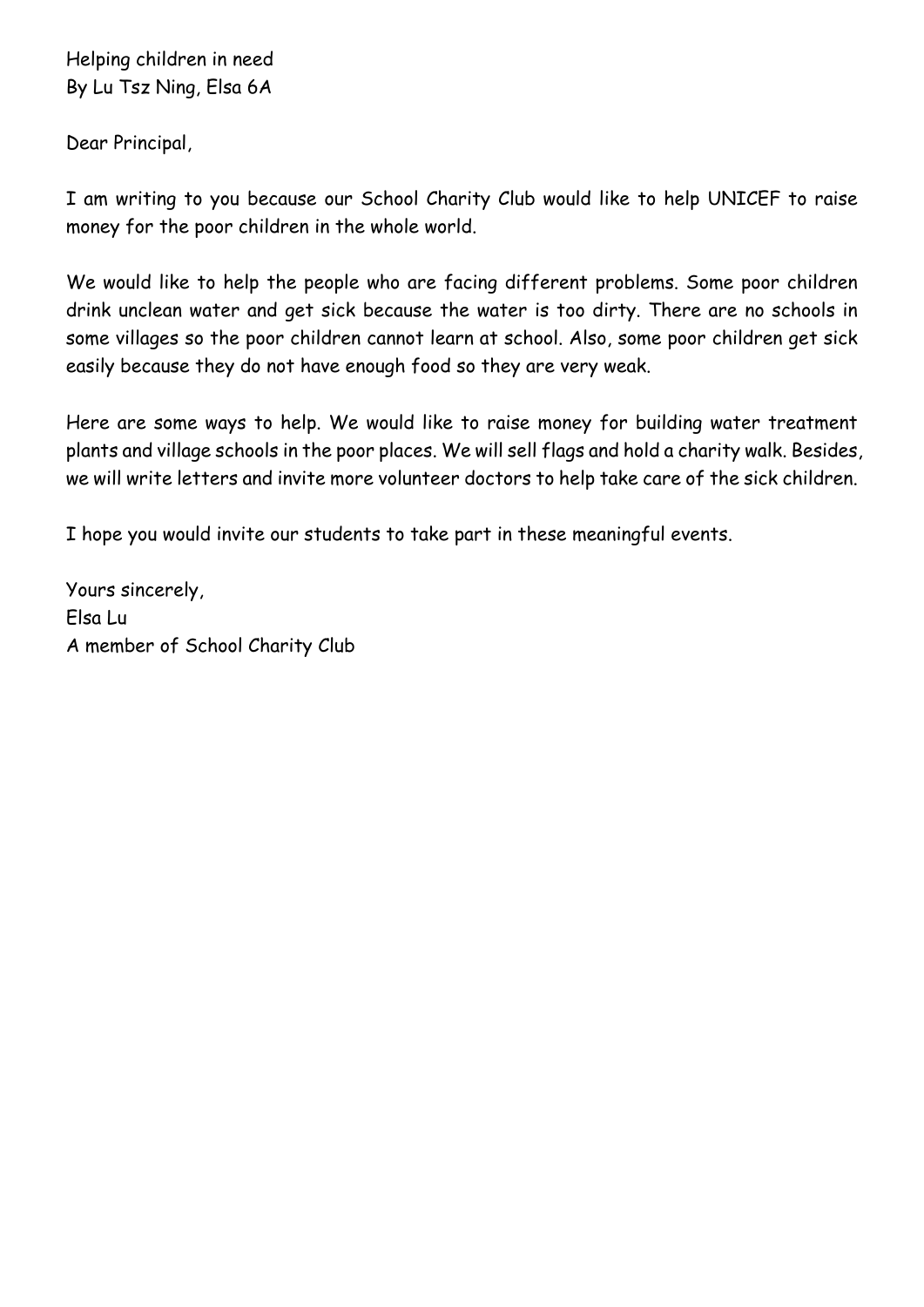Helping children in need
By Lu Tsz Ning, Elsa 6A

Dear Principal,

I am writing to you because our School Charity Club would like to help UNICEF to raise money for the poor children in the whole world.

We would like to help the people who are facing different problems. Some poor children drink unclean water and get sick because the water is too dirty. There are no schools in some villages so the poor children cannot learn at school. Also, some poor children get sick easily because they do not have enough food so they are very weak.

Here are some ways to help. We would like to raise money for building water treatment plants and village schools in the poor places. We will sell flags and hold a charity walk. Besides, we will write letters and invite more volunteer doctors to help take care of the sick children.

I hope you would invite our students to take part in these meaningful events.

Yours sincerely,
Elsa Lu
A member of School Charity Club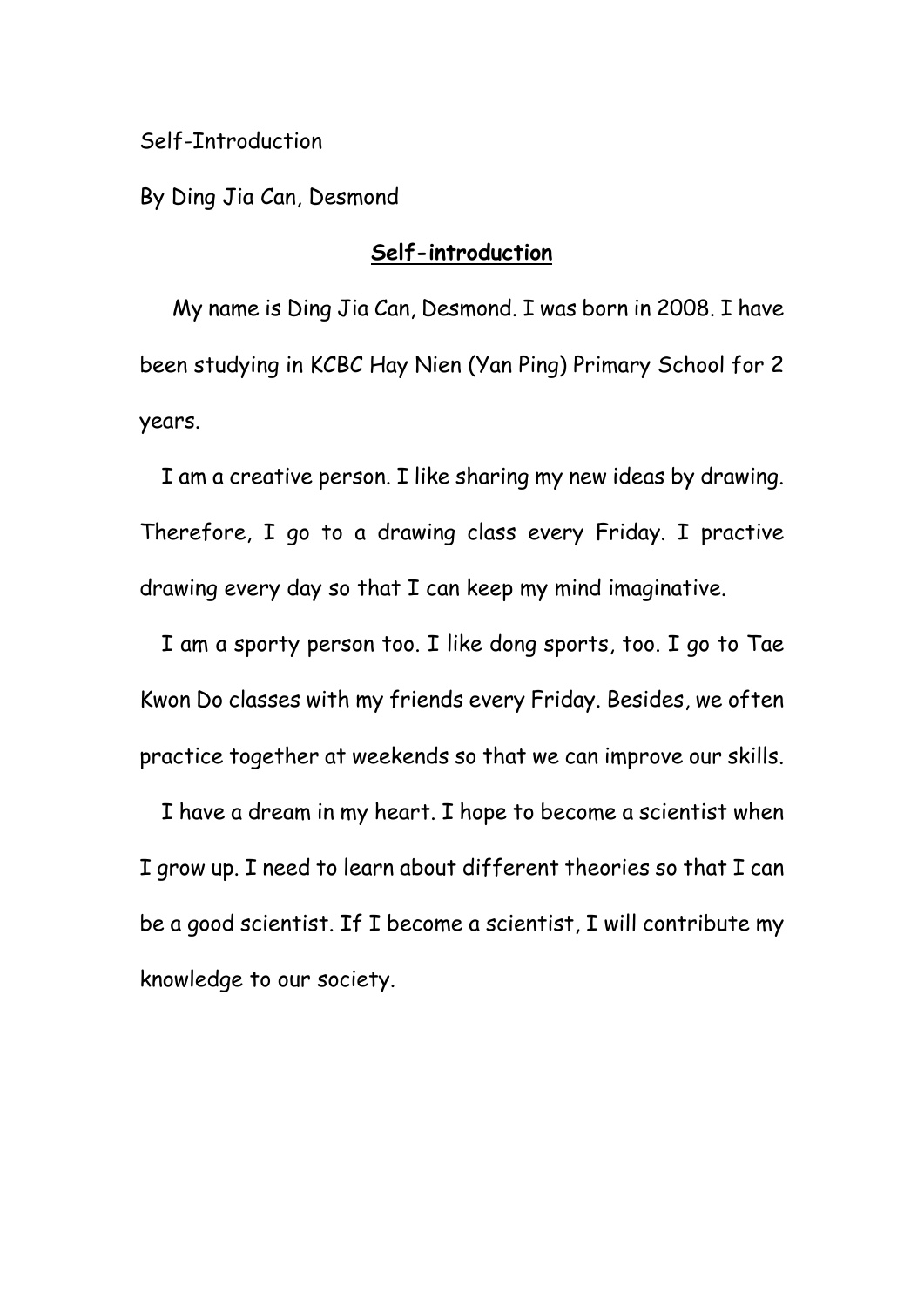Self-Introduction

By Ding Jia Can, Desmond

## **Self-introduction**

My name is Ding Jia Can, Desmond. I was born in 2008. I have been studying in KCBC Hay Nien (Yan Ping) Primary School for 2 years.

I am a creative person. I like sharing my new ideas by drawing. Therefore, I go to a drawing class every Friday. I practive drawing every day so that I can keep my mind imaginative.

I am a sporty person too. I like dong sports, too. I go to Tae Kwon Do classes with my friends every Friday. Besides, we often practice together at weekends so that we can improve our skills.

I have a dream in my heart. I hope to become a scientist when I grow up. I need to learn about different theories so that I can be a good scientist. If I become a scientist, I will contribute my knowledge to our society.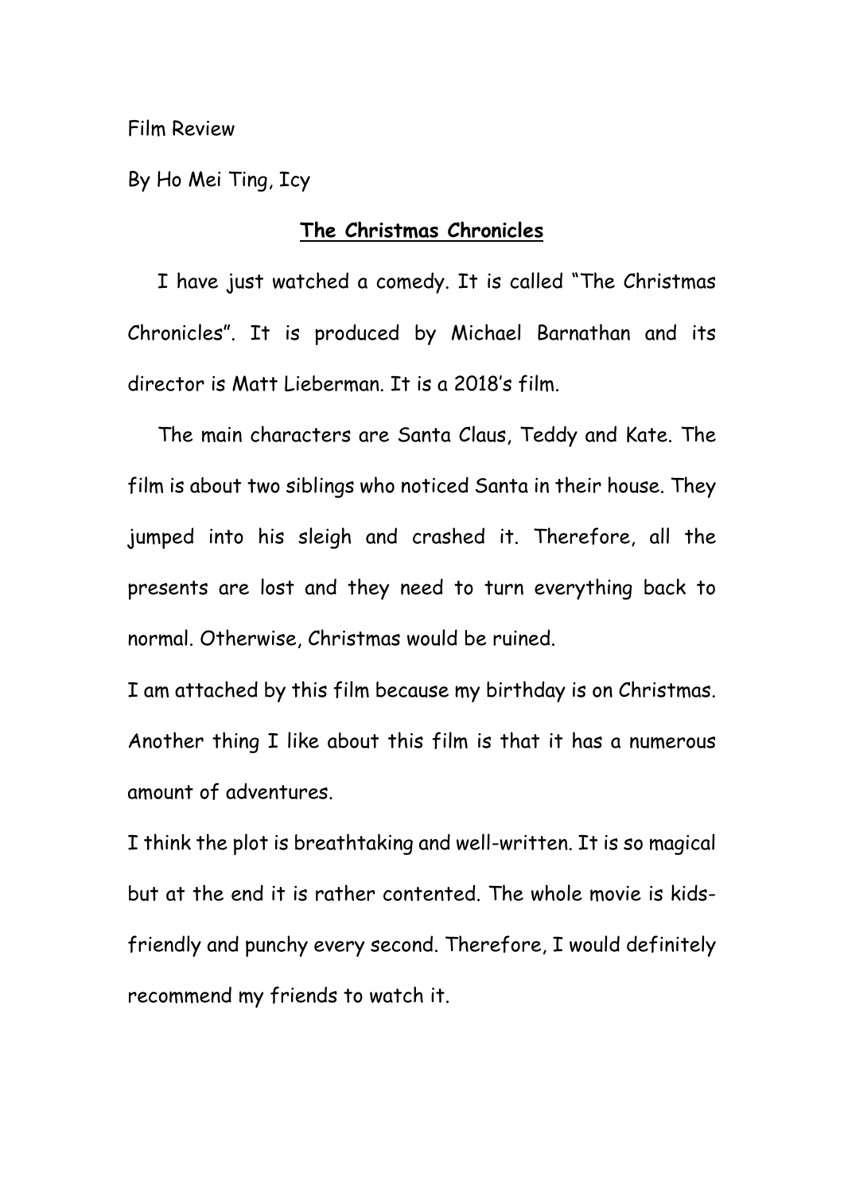Film Review

By Ho Mei Ting, Icy

## **The Christmas Chronicles**

I have just watched a comedy. It is called "The Christmas Chronicles". It is produced by Michael Barnathan and its director is Matt Lieberman. It is a 2018's film.

The main characters are Santa Claus, Teddy and Kate. The film is about two siblings who noticed Santa in their house. They jumped into his sleigh and crashed it. Therefore, all the presents are lost and they need to turn everything back to normal. Otherwise, Christmas would be ruined.

I am attached by this film because my birthday is on Christmas. Another thing I like about this film is that it has a numerous amount of adventures.

I think the plot is breathtaking and well-written. It is so magical but at the end it is rather contented. The whole movie is kids-friendly and punchy every second. Therefore, I would definitely recommend my friends to watch it.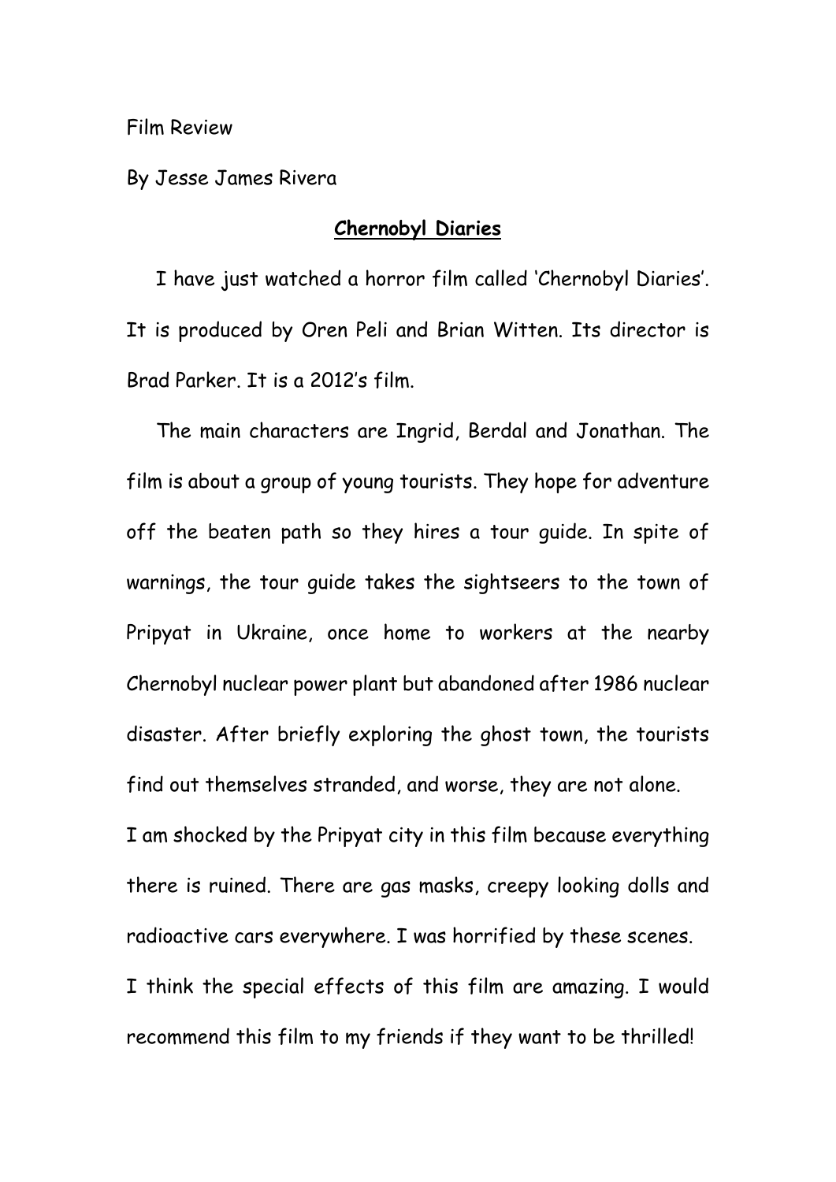Film Review

By Jesse James Rivera

**Chernobyl Diaries**

I have just watched a horror film called 'Chernobyl Diaries'. It is produced by Oren Peli and Brian Witten. Its director is Brad Parker. It is a 2012's film.

The main characters are Ingrid, Berdal and Jonathan. The film is about a group of young tourists. They hope for adventure off the beaten path so they hires a tour guide. In spite of warnings, the tour guide takes the sightseers to the town of Pripyat in Ukraine, once home to workers at the nearby Chernobyl nuclear power plant but abandoned after 1986 nuclear disaster. After briefly exploring the ghost town, the tourists find out themselves stranded, and worse, they are not alone.

I am shocked by the Pripyat city in this film because everything there is ruined. There are gas masks, creepy looking dolls and radioactive cars everywhere. I was horrified by these scenes.

I think the special effects of this film are amazing. I would recommend this film to my friends if they want to be thrilled!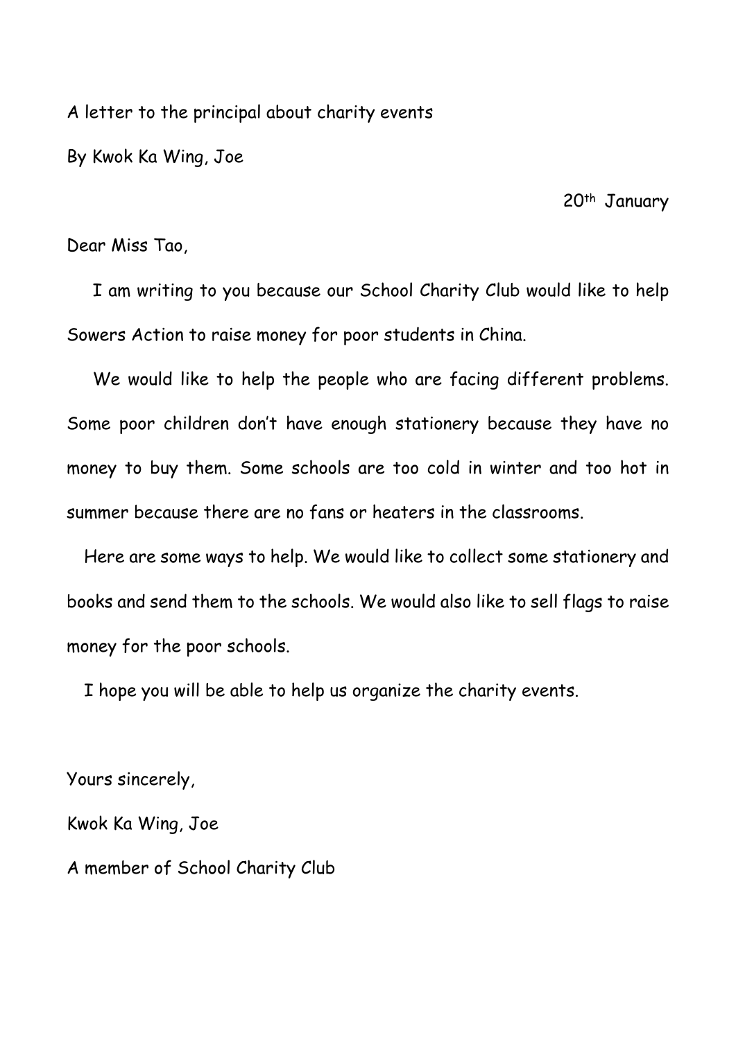A letter to the principal about charity events

By Kwok Ka Wing, Joe

20th January

Dear Miss Tao,

I am writing to you because our School Charity Club would like to help Sowers Action to raise money for poor students in China.

We would like to help the people who are facing different problems. Some poor children don't have enough stationery because they have no money to buy them. Some schools are too cold in winter and too hot in summer because there are no fans or heaters in the classrooms.

Here are some ways to help. We would like to collect some stationery and books and send them to the schools. We would also like to sell flags to raise money for the poor schools.

I hope you will be able to help us organize the charity events.

Yours sincerely,

Kwok Ka Wing, Joe

A member of School Charity Club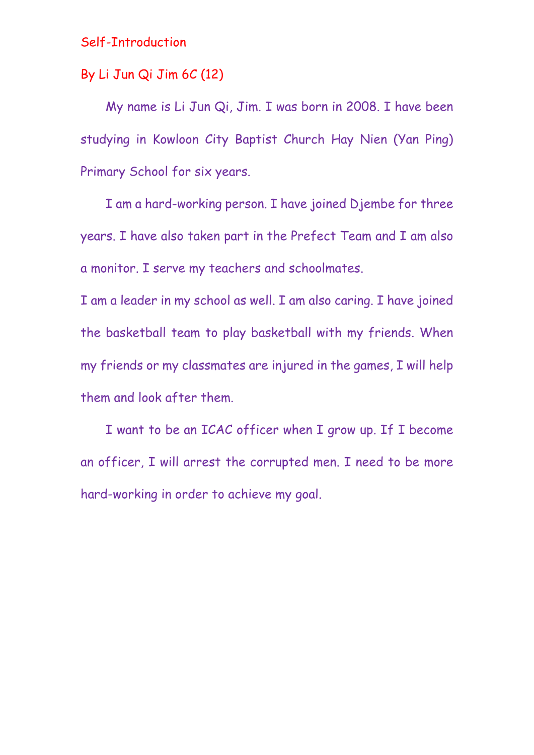# Self-Introduction

By Li Jun Qi Jim 6C (12)

My name is Li Jun Qi, Jim. I was born in 2008. I have been studying in Kowloon City Baptist Church Hay Nien (Yan Ping) Primary School for six years.

I am a hard-working person. I have joined Djembe for three years. I have also taken part in the Prefect Team and I am also a monitor. I serve my teachers and schoolmates.

I am a leader in my school as well. I am also caring. I have joined the basketball team to play basketball with my friends. When my friends or my classmates are injured in the games, I will help them and look after them.

I want to be an ICAC officer when I grow up. If I become an officer, I will arrest the corrupted men. I need to be more hard-working in order to achieve my goal.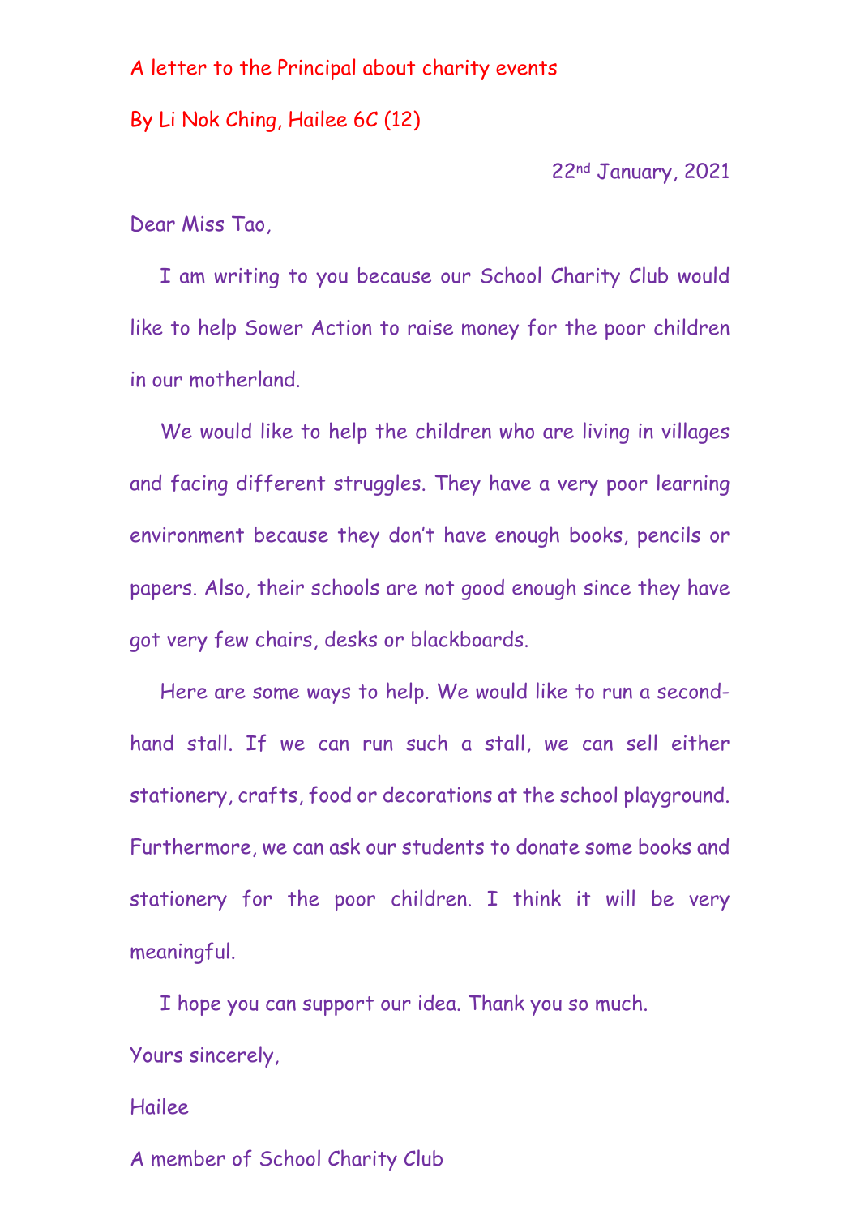A letter to the Principal about charity events

By Li Nok Ching, Hailee 6C (12)

22nd January, 2021

Dear Miss Tao,

I am writing to you because our School Charity Club would like to help Sower Action to raise money for the poor children in our motherland.

We would like to help the children who are living in villages and facing different struggles. They have a very poor learning environment because they don't have enough books, pencils or papers. Also, their schools are not good enough since they have got very few chairs, desks or blackboards.

Here are some ways to help. We would like to run a second-hand stall. If we can run such a stall, we can sell either stationery, crafts, food or decorations at the school playground. Furthermore, we can ask our students to donate some books and stationery for the poor children. I think it will be very meaningful.

I hope you can support our idea. Thank you so much.

Yours sincerely,

Hailee

A member of School Charity Club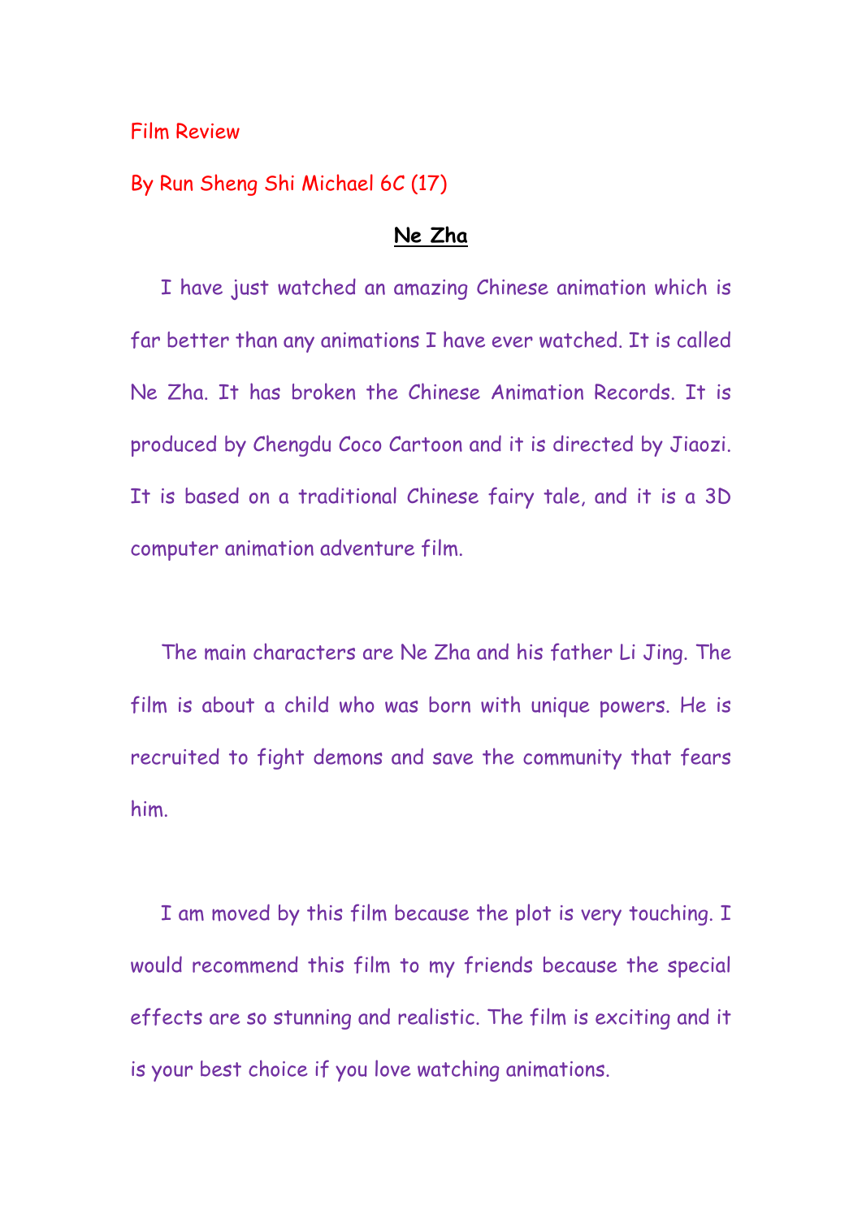Film Review

By Run Sheng Shi Michael 6C (17)

**Ne Zha**

I have just watched an amazing Chinese animation which is far better than any animations I have ever watched. It is called Ne Zha. It has broken the Chinese Animation Records. It is produced by Chengdu Coco Cartoon and it is directed by Jiaozi. It is based on a traditional Chinese fairy tale, and it is a 3D computer animation adventure film.

The main characters are Ne Zha and his father Li Jing. The film is about a child who was born with unique powers. He is recruited to fight demons and save the community that fears him.

I am moved by this film because the plot is very touching. I would recommend this film to my friends because the special effects are so stunning and realistic. The film is exciting and it is your best choice if you love watching animations.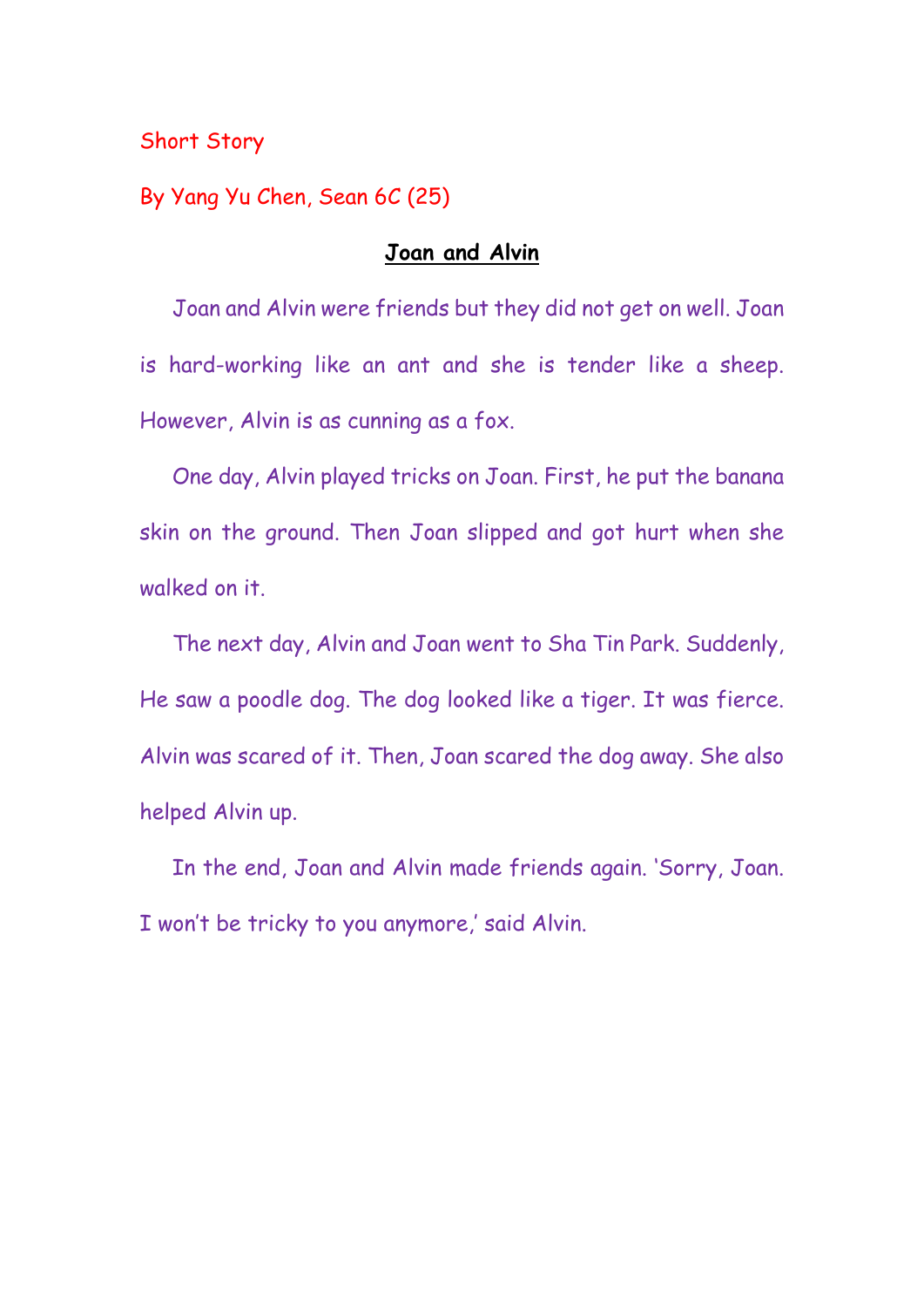Short Story

By Yang Yu Chen, Sean 6C (25)

## Joan and Alvin

Joan and Alvin were friends but they did not get on well. Joan is hard-working like an ant and she is tender like a sheep. However, Alvin is as cunning as a fox.

One day, Alvin played tricks on Joan. First, he put the banana skin on the ground. Then Joan slipped and got hurt when she walked on it.

The next day, Alvin and Joan went to Sha Tin Park. Suddenly, He saw a poodle dog. The dog looked like a tiger. It was fierce. Alvin was scared of it. Then, Joan scared the dog away. She also helped Alvin up.

In the end, Joan and Alvin made friends again. 'Sorry, Joan. I won't be tricky to you anymore,' said Alvin.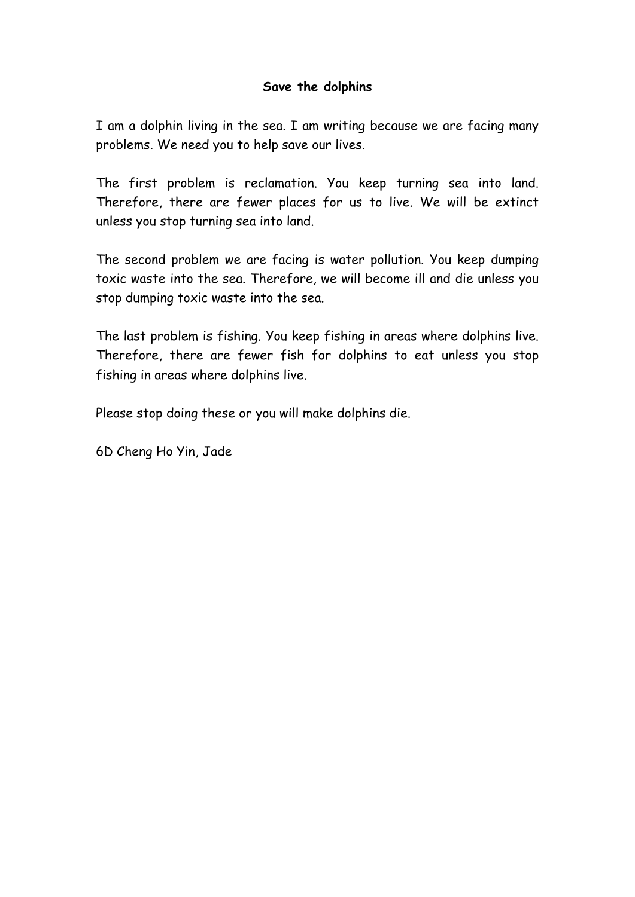**Save the dolphins**

I am a dolphin living in the sea. I am writing because we are facing many problems. We need you to help save our lives.

The first problem is reclamation. You keep turning sea into land. Therefore, there are fewer places for us to live. We will be extinct unless you stop turning sea into land.

The second problem we are facing is water pollution. You keep dumping toxic waste into the sea. Therefore, we will become ill and die unless you stop dumping toxic waste into the sea.

The last problem is fishing. You keep fishing in areas where dolphins live. Therefore, there are fewer fish for dolphins to eat unless you stop fishing in areas where dolphins live.

Please stop doing these or you will make dolphins die.

6D Cheng Ho Yin, Jade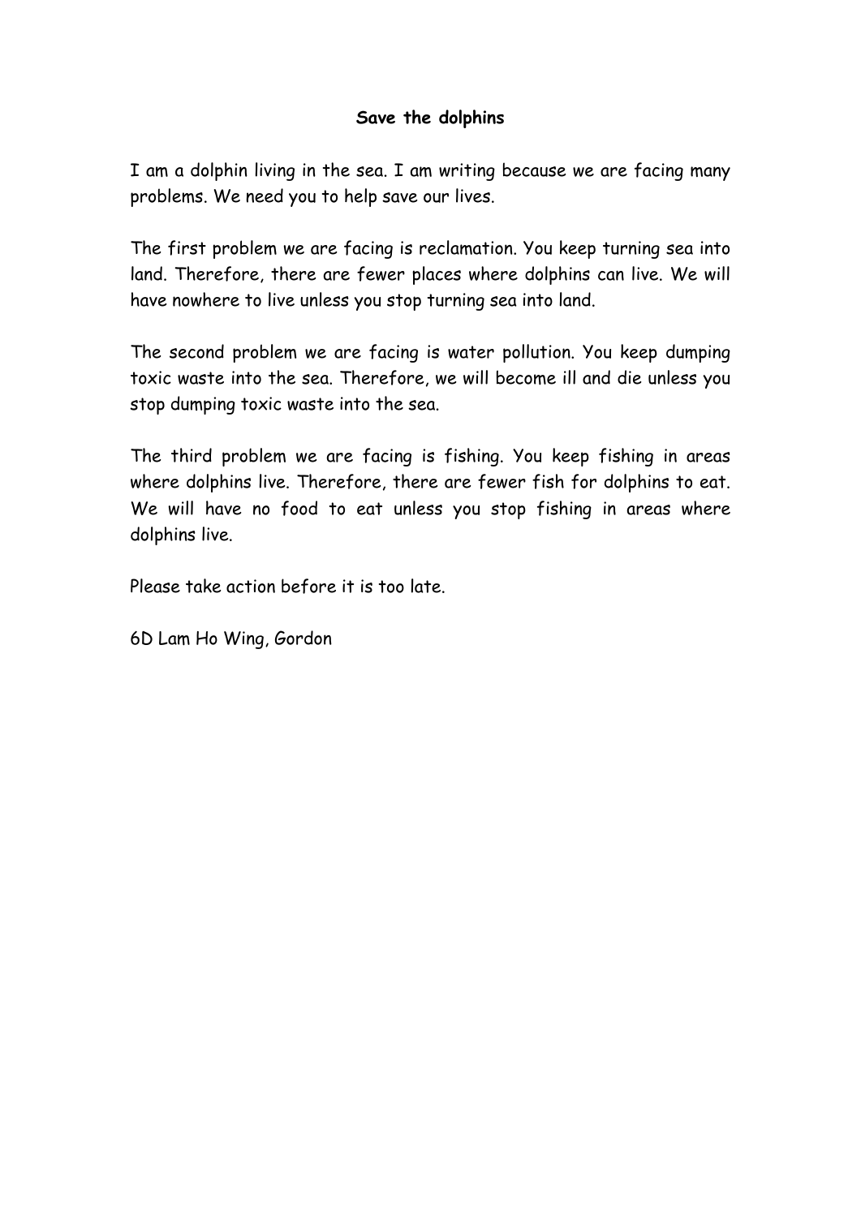**Save the dolphins**

I am a dolphin living in the sea. I am writing because we are facing many problems. We need you to help save our lives.

The first problem we are facing is reclamation. You keep turning sea into land. Therefore, there are fewer places where dolphins can live. We will have nowhere to live unless you stop turning sea into land.

The second problem we are facing is water pollution. You keep dumping toxic waste into the sea. Therefore, we will become ill and die unless you stop dumping toxic waste into the sea.

The third problem we are facing is fishing. You keep fishing in areas where dolphins live. Therefore, there are fewer fish for dolphins to eat. We will have no food to eat unless you stop fishing in areas where dolphins live.

Please take action before it is too late.

6D Lam Ho Wing, Gordon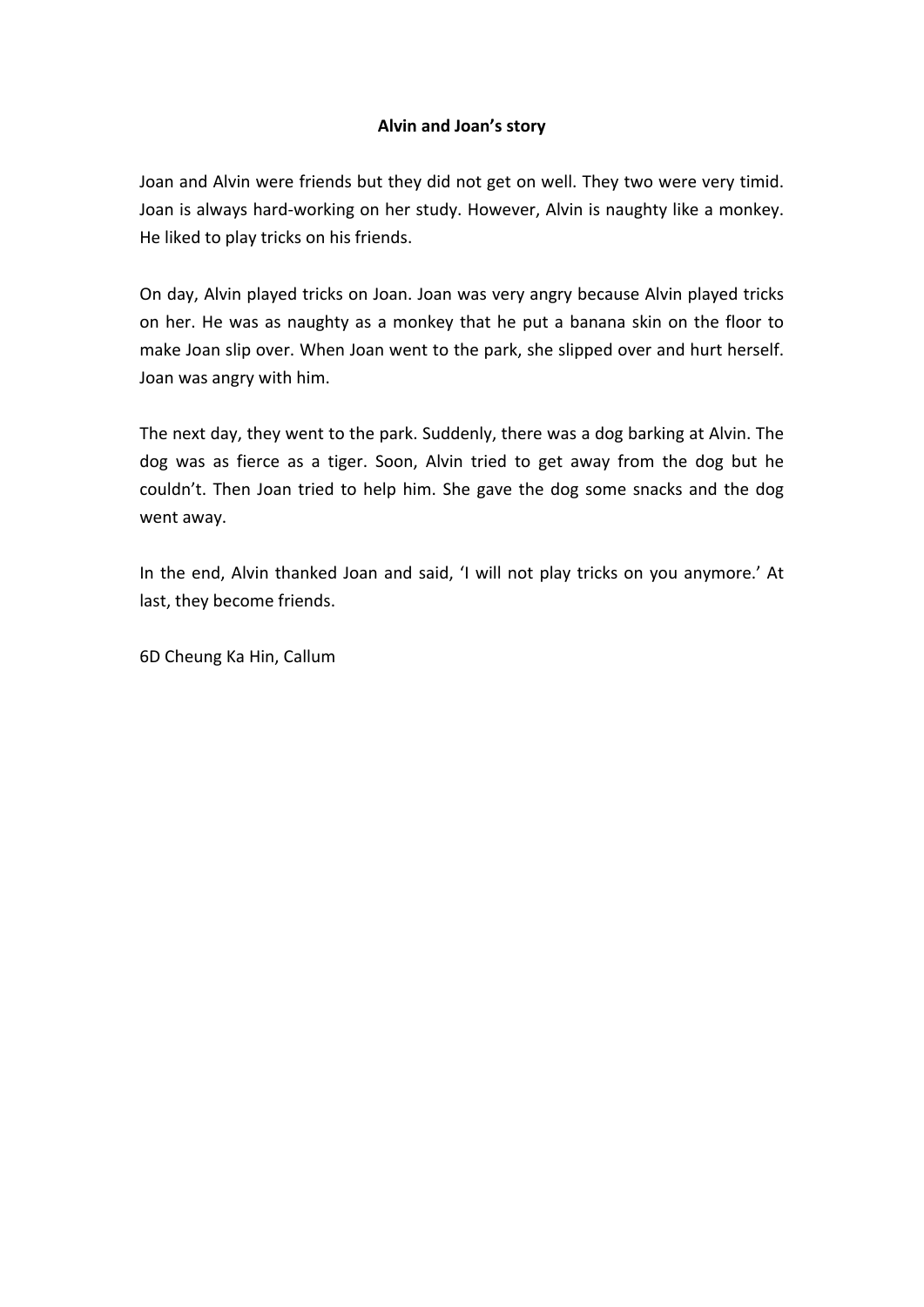**Alvin and Joan's story**

Joan and Alvin were friends but they did not get on well. They two were very timid. Joan is always hard-working on her study. However, Alvin is naughty like a monkey. He liked to play tricks on his friends.

On day, Alvin played tricks on Joan. Joan was very angry because Alvin played tricks on her. He was as naughty as a monkey that he put a banana skin on the floor to make Joan slip over. When Joan went to the park, she slipped over and hurt herself. Joan was angry with him.

The next day, they went to the park. Suddenly, there was a dog barking at Alvin. The dog was as fierce as a tiger. Soon, Alvin tried to get away from the dog but he couldn't. Then Joan tried to help him. She gave the dog some snacks and the dog went away.

In the end, Alvin thanked Joan and said, 'I will not play tricks on you anymore.' At last, they become friends.

6D Cheung Ka Hin, Callum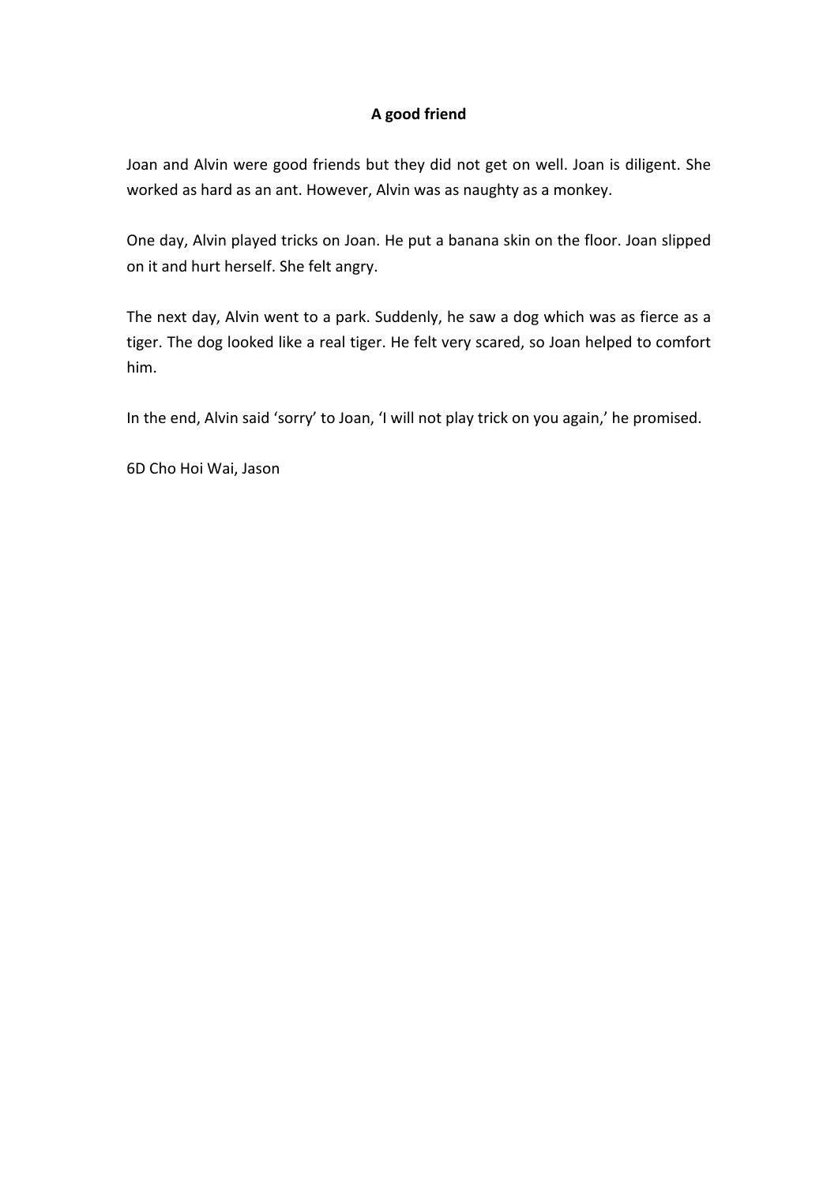**A good friend**

Joan and Alvin were good friends but they did not get on well. Joan is diligent. She worked as hard as an ant. However, Alvin was as naughty as a monkey.

One day, Alvin played tricks on Joan. He put a banana skin on the floor. Joan slipped on it and hurt herself. She felt angry.

The next day, Alvin went to a park. Suddenly, he saw a dog which was as fierce as a tiger. The dog looked like a real tiger. He felt very scared, so Joan helped to comfort him.

In the end, Alvin said 'sorry' to Joan, 'I will not play trick on you again,' he promised.

6D Cho Hoi Wai, Jason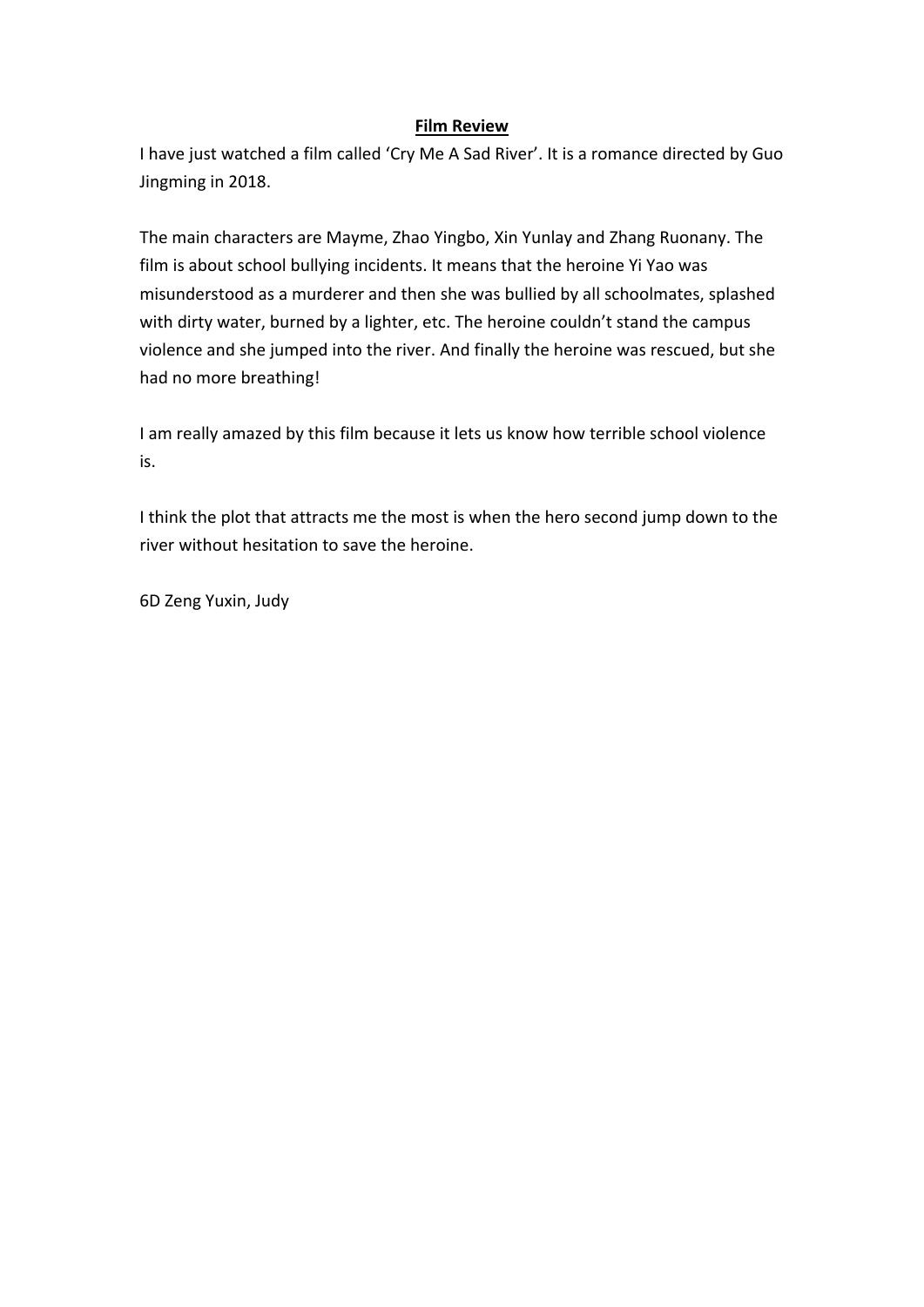**Film Review**

I have just watched a film called 'Cry Me A Sad River'. It is a romance directed by Guo Jingming in 2018.

The main characters are Mayme, Zhao Yingbo, Xin Yunlay and Zhang Ruonany. The film is about school bullying incidents. It means that the heroine Yi Yao was misunderstood as a murderer and then she was bullied by all schoolmates, splashed with dirty water, burned by a lighter, etc. The heroine couldn't stand the campus violence and she jumped into the river. And finally the heroine was rescued, but she had no more breathing!

I am really amazed by this film because it lets us know how terrible school violence is.

I think the plot that attracts me the most is when the hero second jump down to the river without hesitation to save the heroine.

6D Zeng Yuxin, Judy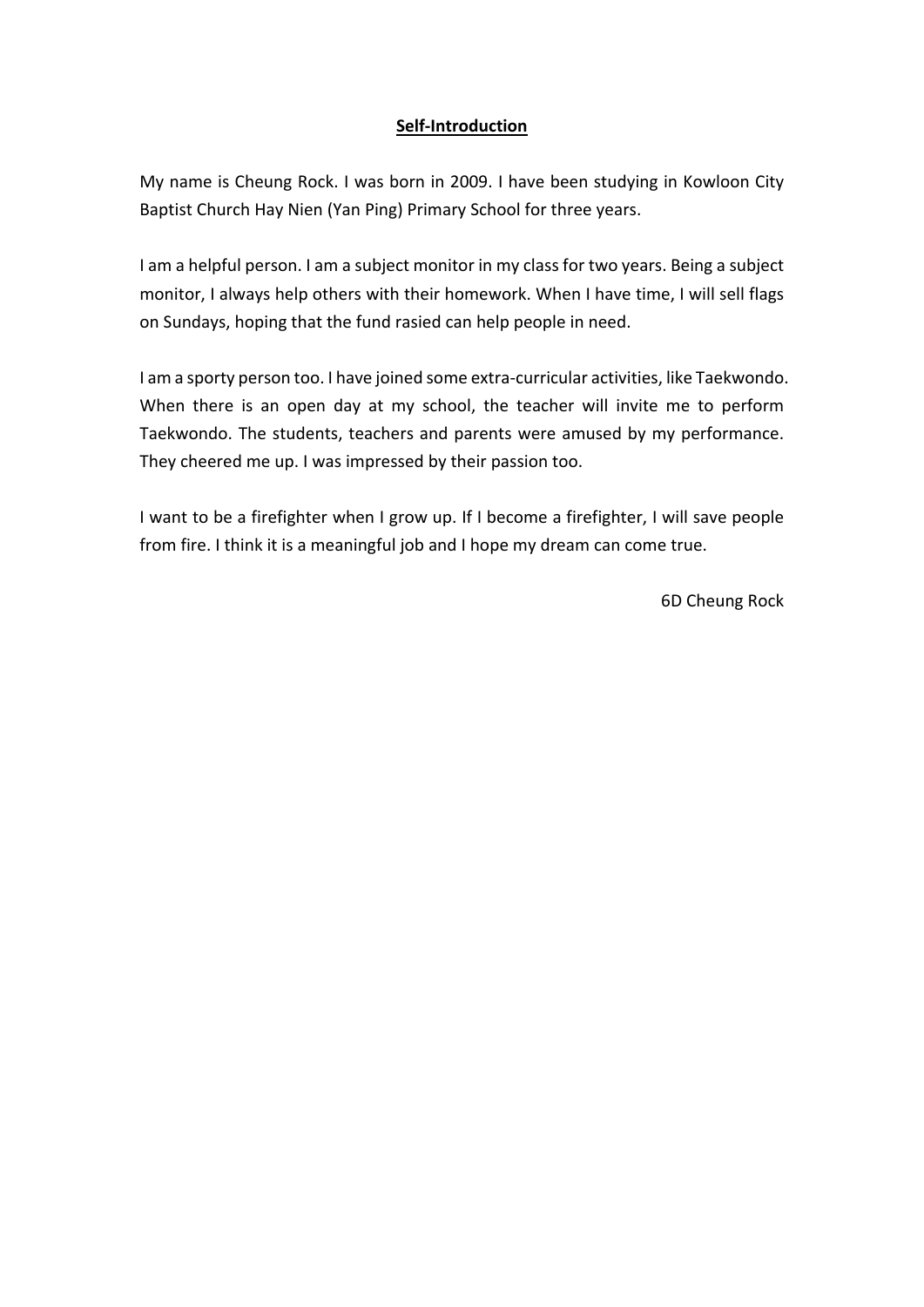**Self-Introduction**

My name is Cheung Rock. I was born in 2009. I have been studying in Kowloon City Baptist Church Hay Nien (Yan Ping) Primary School for three years.

I am a helpful person. I am a subject monitor in my class for two years. Being a subject monitor, I always help others with their homework. When I have time, I will sell flags on Sundays, hoping that the fund rasied can help people in need.

I am a sporty person too. I have joined some extra-curricular activities, like Taekwondo. When there is an open day at my school, the teacher will invite me to perform Taekwondo. The students, teachers and parents were amused by my performance. They cheered me up. I was impressed by their passion too.

I want to be a firefighter when I grow up. If I become a firefighter, I will save people from fire. I think it is a meaningful job and I hope my dream can come true.

6D Cheung Rock